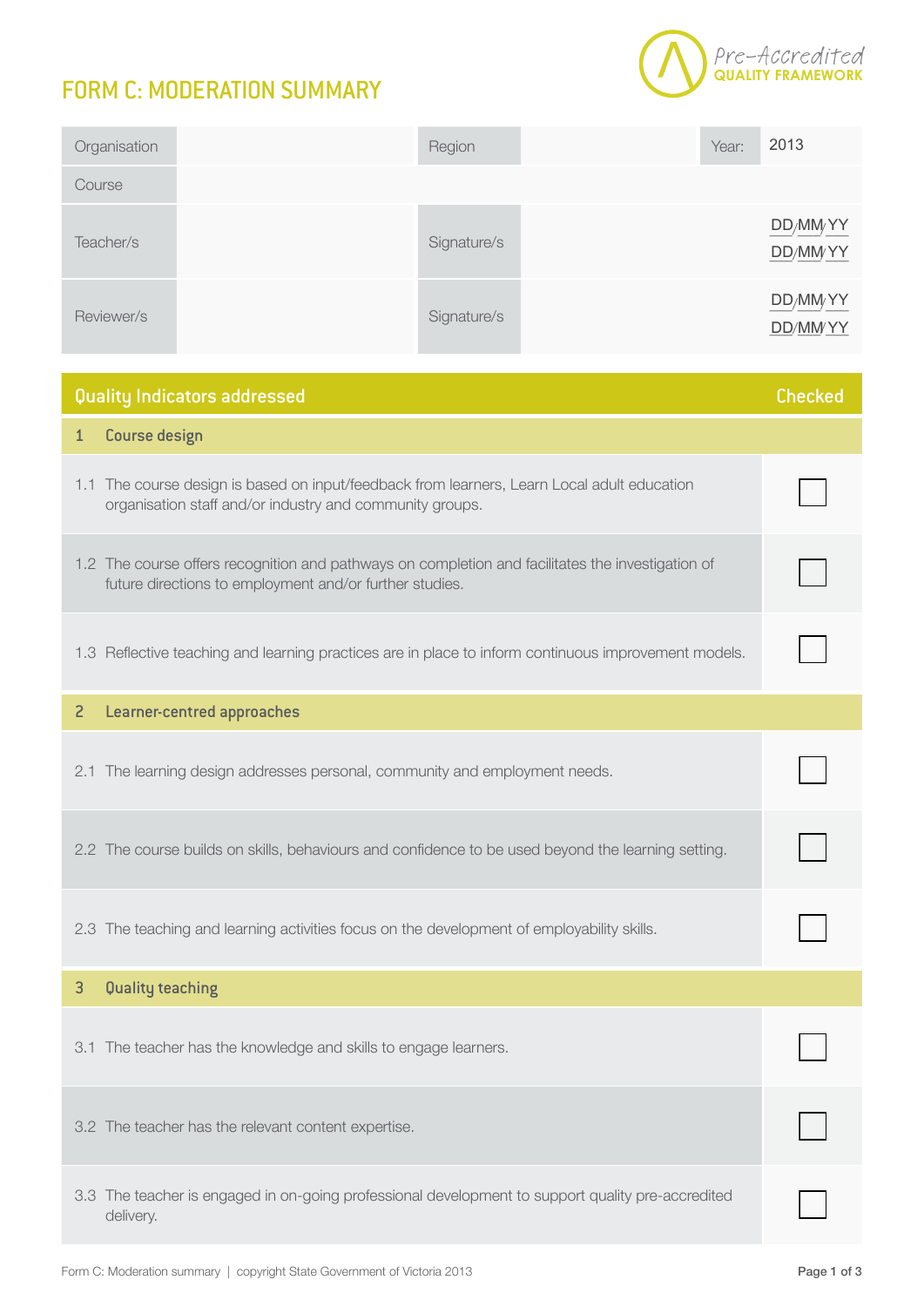# FORM C: MODERATION SUMMARY

Pre-Accredited QUALITY FRAMEWORK

| Organisation | | Region | | Year: | 2013 |
|---|---|---|---|---|---|
| Course | | | | | |
| Teacher/s | | Signature/s | | | DD/MM/YY<br>DD/MM/YY |
| Reviewer/s | | Signature/s | | | DD/MM/YY<br>DD/MM/YY |

| Quality Indicators addressed | Checked |
|---|---|
| **1 Course design** | |
| 1.1 The course design is based on input/feedback from learners, Learn Local adult education organisation staff and/or industry and community groups. | ☐ |
| 1.2 The course offers recognition and pathways on completion and facilitates the investigation of future directions to employment and/or further studies. | ☐ |
| 1.3 Reflective teaching and learning practices are in place to inform continuous improvement models. | ☐ |
| **2 Learner-centred approaches** | |
| 2.1 The learning design addresses personal, community and employment needs. | ☐ |
| 2.2 The course builds on skills, behaviours and confidence to be used beyond the learning setting. | ☐ |
| 2.3 The teaching and learning activities focus on the development of employability skills. | ☐ |
| **3 Quality teaching** | |
| 3.1 The teacher has the knowledge and skills to engage learners. | ☐ |
| 3.2 The teacher has the relevant content expertise. | ☐ |
| 3.3 The teacher is engaged in on-going professional development to support quality pre-accredited delivery. | ☐ |

Form C: Moderation summary | copyright State Government of Victoria 2013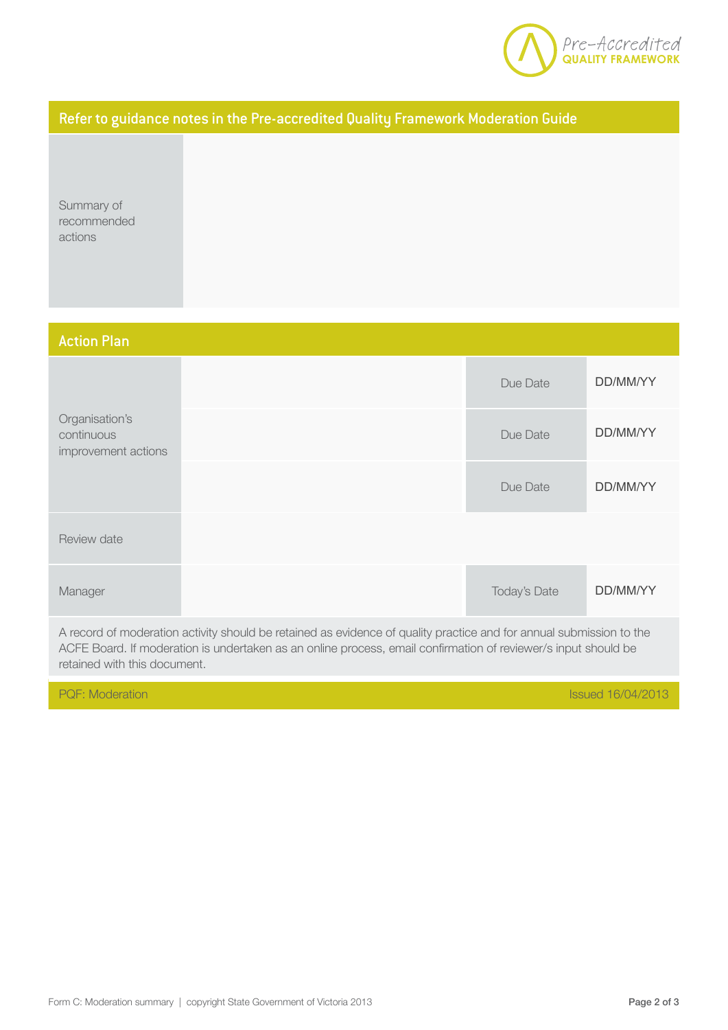## Refer to guidance notes in the Pre-accredited Quality Framework Moderation Guide

| Summary of recommended actions | |
|---|---|

## Action Plan

| | | | |
|---|---|---|---|
| Organisation's continuous improvement actions | | Due Date | DD/MM/YY |
| | | Due Date | DD/MM/YY |
| | | Due Date | DD/MM/YY |
| Review date | | | |
| Manager | | Today's Date | DD/MM/YY |

A record of moderation activity should be retained as evidence of quality practice and for annual submission to the ACFE Board. If moderation is undertaken as an online process, email confirmation of reviewer/s input should be retained with this document.

PQF: Moderation — Issued 16/04/2013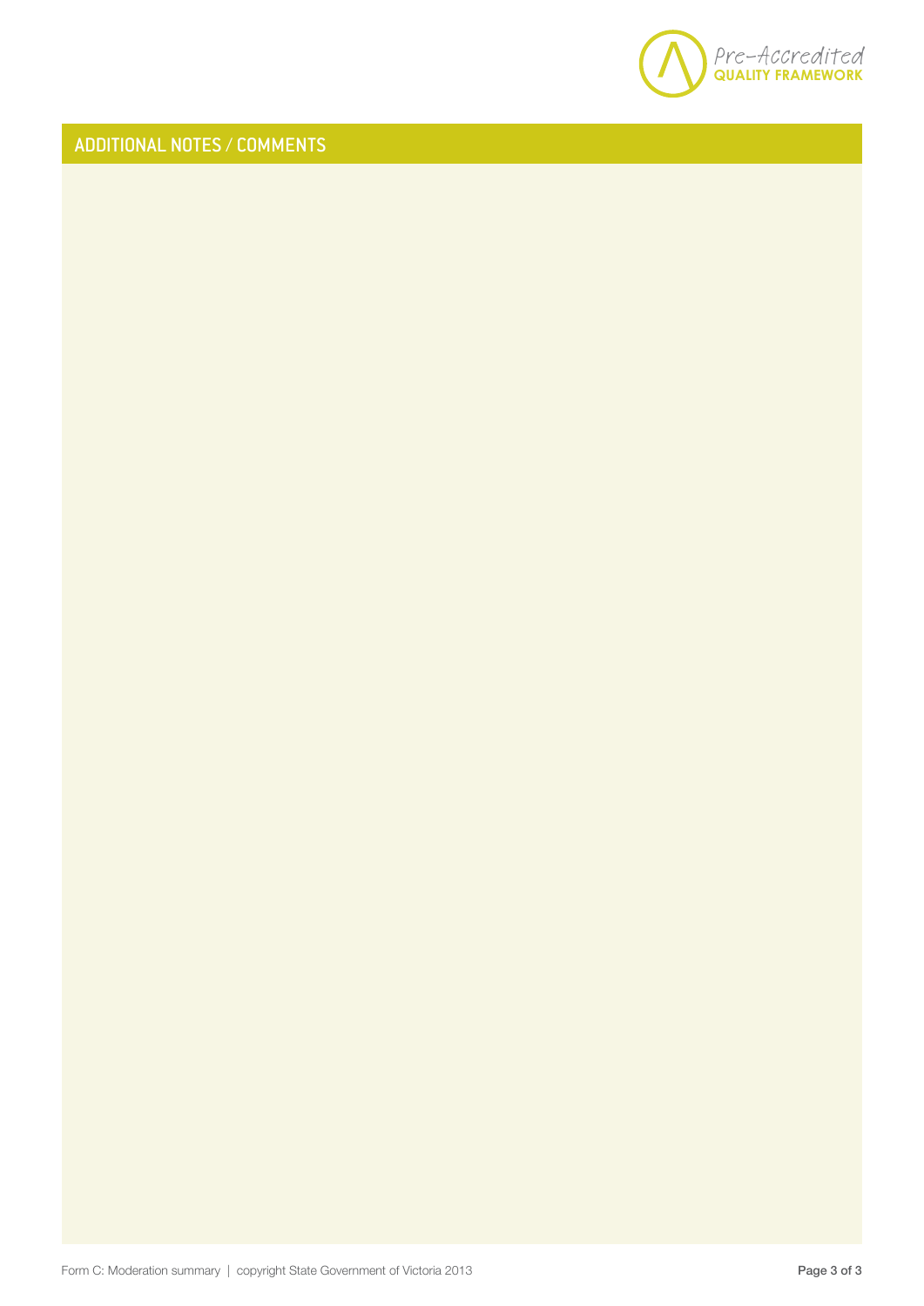## ADDITIONAL NOTES / COMMENTS